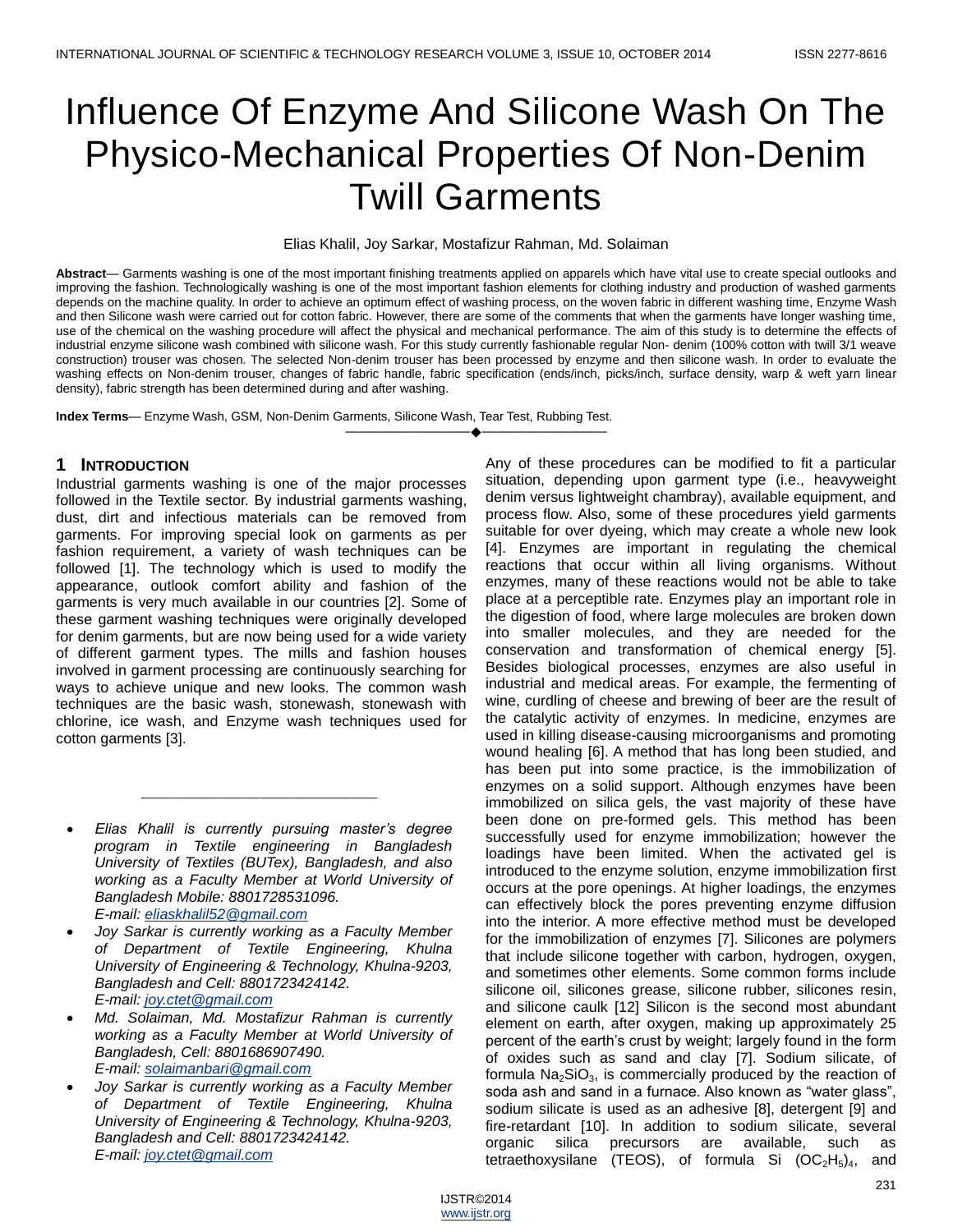# Influence Of Enzyme And Silicone Wash On The Physico-Mechanical Properties Of Non-Denim Twill Garments

Elias Khalil, Joy Sarkar, Mostafizur Rahman, Md. Solaiman

**Abstract**— Garments washing is one of the most important finishing treatments applied on apparels which have vital use to create special outlooks and improving the fashion. Technologically washing is one of the most important fashion elements for clothing industry and production of washed garments depends on the machine quality. In order to achieve an optimum effect of washing process, on the woven fabric in different washing time, Enzyme Wash and then Silicone wash were carried out for cotton fabric. However, there are some of the comments that when the garments have longer washing time, use of the chemical on the washing procedure will affect the physical and mechanical performance. The aim of this study is to determine the effects of industrial enzyme silicone wash combined with silicone wash. For this study currently fashionable regular Non- denim (100% cotton with twill 3/1 weave construction) trouser was chosen. The selected Non-denim trouser has been processed by enzyme and then silicone wash. In order to evaluate the washing effects on Non-denim trouser, changes of fabric handle, fabric specification (ends/inch, picks/inch, surface density, warp & weft yarn linear density), fabric strength has been determined during and after washing.

**Index Terms**— Enzyme Wash, GSM, Non-Denim Garments, Silicone Wash, Tear Test, Rubbing Test.

## 1 Introduction

Industrial garments washing is one of the major processes followed in the Textile sector. By industrial garments washing, dust, dirt and infectious materials can be removed from garments. For improving special look on garments as per fashion requirement, a variety of wash techniques can be followed [1]. The technology which is used to modify the appearance, outlook comfort ability and fashion of the garments is very much available in our countries [2]. Some of these garment washing techniques were originally developed for denim garments, but are now being used for a wide variety of different garment types. The mills and fashion houses involved in garment processing are continuously searching for ways to achieve unique and new looks. The common wash techniques are the basic wash, stonewash, stonewash with chlorine, ice wash, and Enzyme wash techniques used for cotton garments [3]. Any of these procedures can be modified to fit a particular situation, depending upon garment type (i.e., heavyweight denim versus lightweight chambray), available equipment, and process flow. Also, some of these procedures yield garments suitable for over dyeing, which may create a whole new look [4]. Enzymes are important in regulating the chemical reactions that occur within all living organisms. Without enzymes, many of these reactions would not be able to take place at a perceptible rate. Enzymes play an important role in the digestion of food, where large molecules are broken down into smaller molecules, and they are needed for the conservation and transformation of chemical energy [5]. Besides biological processes, enzymes are also useful in industrial and medical areas. For example, the fermenting of wine, curdling of cheese and brewing of beer are the result of the catalytic activity of enzymes. In medicine, enzymes are used in killing disease-causing microorganisms and promoting wound healing [6]. A method that has long been studied, and has been put into some practice, is the immobilization of enzymes on a solid support. Although enzymes have been immobilized on silica gels, the vast majority of these have been done on pre-formed gels. This method has been successfully used for enzyme immobilization; however the loadings have been limited. When the activated gel is introduced to the enzyme solution, enzyme immobilization first occurs at the pore openings. At higher loadings, the enzymes can effectively block the pores preventing enzyme diffusion into the interior. A more effective method must be developed for the immobilization of enzymes [7]. Silicones are polymers that include silicone together with carbon, hydrogen, oxygen, and sometimes other elements. Some common forms include silicone oil, silicones grease, silicone rubber, silicones resin, and silicone caulk [12] Silicon is the second most abundant element on earth, after oxygen, making up approximately 25 percent of the earth's crust by weight; largely found in the form of oxides such as sand and clay [7]. Sodium silicate, of formula $Na_2SiO_3$, is commercially produced by the reaction of soda ash and sand in a furnace. Also known as "water glass", sodium silicate is used as an adhesive [8], detergent [9] and fire-retardant [10]. In addition to sodium silicate, several organic silica precursors are available, such as tetraethoxysilane (TEOS), of formula $Si\ (OC_2H_5)_4$, and

---

- *Elias Khalil is currently pursuing master's degree program in Textile engineering in Bangladesh University of Textiles (BUTex), Bangladesh, and also working as a Faculty Member at World University of Bangladesh Mobile: 8801728531096. E-mail: eliaskhalil52@gmail.com*
- *Joy Sarkar is currently working as a Faculty Member of Department of Textile Engineering, Khulna University of Engineering & Technology, Khulna-9203, Bangladesh and Cell: 8801723424142. E-mail: joy.ctet@gmail.com*
- *Md. Solaiman, Md. Mostafizur Rahman is currently working as a Faculty Member at World University of Bangladesh, Cell: 8801686907490. E-mail: solaimanbari@gmail.com*
- *Joy Sarkar is currently working as a Faculty Member of Department of Textile Engineering, Khulna University of Engineering & Technology, Khulna-9203, Bangladesh and Cell: 8801723424142. E-mail: joy.ctet@gmail.com*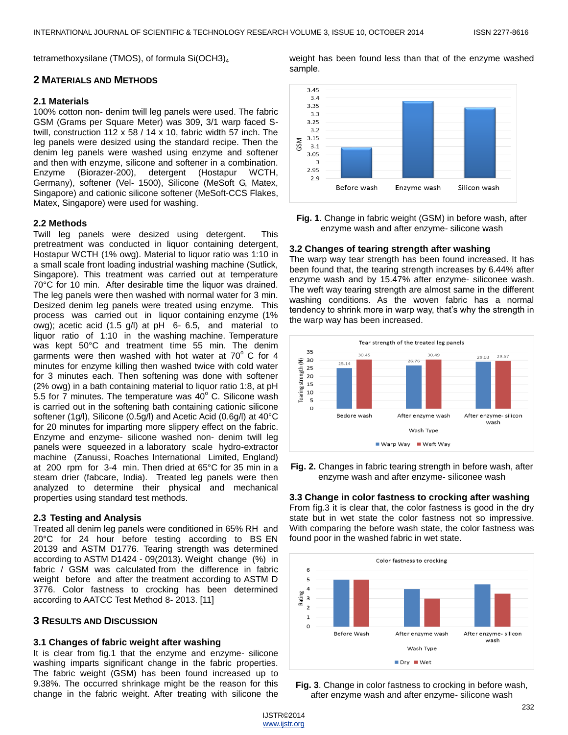tetramethoxysilane (TMOS), of formula $Si(OCH3)_4$

## 2 Materials and Methods

### 2.1 Materials

100% cotton non- denim twill leg panels were used. The fabric GSM (Grams per Square Meter) was 309, 3/1 warp faced S-twill, construction 112 x 58 / 14 x 10, fabric width 57 inch. The leg panels were desized using the standard recipe. Then the denim leg panels were washed using enzyme and softener and then with enzyme, silicone and softener in a combination. Enzyme (Biorazer-200), detergent (Hostapur WCTH, Germany), softener (Vel- 1500), Silicone (MeSoft G, Matex, Singapore) and cationic silicone softener (MeSoft-CCS Flakes, Matex, Singapore) were used for washing.

### 2.2 Methods

Twill leg panels were desized using detergent. This pretreatment was conducted in liquor containing detergent, Hostapur WCTH (1% owg). Material to liquor ratio was 1:10 in a small scale front loading industrial washing machine (Sutlick, Singapore). This treatment was carried out at temperature 70°C for 10 min. After desirable time the liquor was drained. The leg panels were then washed with normal water for 3 min. Desized denim leg panels were treated using enzyme. This process was carried out in liquor containing enzyme (1% owg); acetic acid (1.5 g/l) at pH 6- 6.5, and material to liquor ratio of 1:10 in the washing machine. Temperature was kept 50°C and treatment time 55 min. The denim garments were then washed with hot water at 70° C for 4 minutes for enzyme killing then washed twice with cold water for 3 minutes each. Then softening was done with softener (2% owg) in a bath containing material to liquor ratio 1:8, at pH 5.5 for 7 minutes. The temperature was 40° C. Silicone wash is carried out in the softening bath containing cationic silicone softener (1g/l), Silicone (0.5g/l) and Acetic Acid (0.6g/l) at 40°C for 20 minutes for imparting more slippery effect on the fabric. Enzyme and enzyme- silicone washed non- denim twill leg panels were squeezed in a laboratory scale hydro-extractor machine (Zanussi, Roaches International Limited, England) at 200 rpm for 3-4 min. Then dried at 65°C for 35 min in a steam drier (fabcare, India). Treated leg panels were then analyzed to determine their physical and mechanical properties using standard test methods.

### 2.3 Testing and Analysis

Treated all denim leg panels were conditioned in 65% RH and 20°C for 24 hour before testing according to BS EN 20139 and ASTM D1776. Tearing strength was determined according to ASTM D1424 - 09(2013). Weight change (%) in fabric / GSM was calculated from the difference in fabric weight before and after the treatment according to ASTM D 3776. Color fastness to crocking has been determined according to AATCC Test Method 8- 2013. [11]

## 3 Results and Discussion

### 3.1 Changes of fabric weight after washing

It is clear from fig.1 that the enzyme and enzyme- silicone washing imparts significant change in the fabric properties. The fabric weight (GSM) has been found increased up to 9.38%. The occurred shrinkage might be the reason for this change in the fabric weight. After treating with silicone the weight has been found less than that of the enzyme washed sample.

**Fig. 1**. Change in fabric weight (GSM) in before wash, after enzyme wash and after enzyme- silicone wash

### 3.2 Changes of tearing strength after washing

The warp way tear strength has been found increased. It has been found that, the tearing strength increases by 6.44% after enzyme wash and by 15.47% after enzyme- siliconee wash. The weft way tearing strength are almost same in the different washing conditions. As the woven fabric has a normal tendency to shrink more in warp way, that's why the strength in the warp way has been increased.

**Fig. 2.** Changes in fabric tearing strength in before wash, after enzyme wash and after enzyme- siliconee wash

### 3.3 Change in color fastness to crocking after washing

From fig.3 it is clear that, the color fastness is good in the dry state but in wet state the color fastness not so impressive. With comparing the before wash state, the color fastness was found poor in the washed fabric in wet state.

**Fig. 3**. Change in color fastness to crocking in before wash, after enzyme wash and after enzyme- silicone wash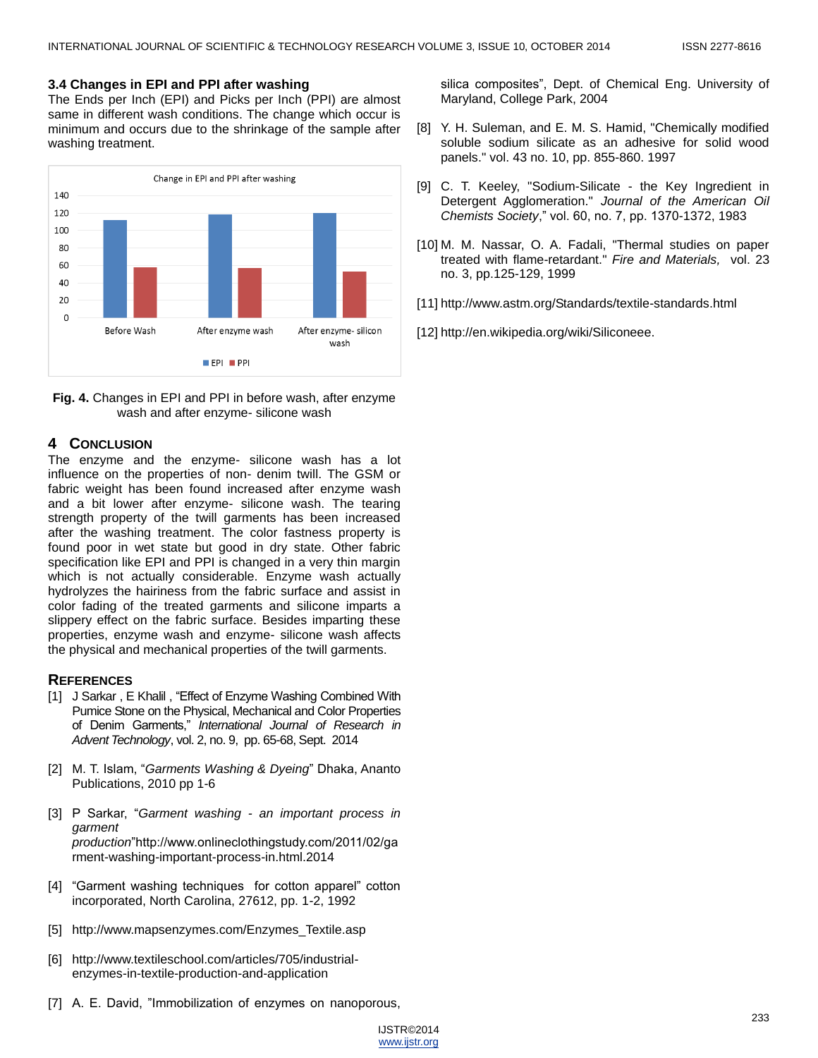### 3.4 Changes in EPI and PPI after washing

The Ends per Inch (EPI) and Picks per Inch (PPI) are almost same in different wash conditions. The change which occur is minimum and occurs due to the shrinkage of the sample after washing treatment.

Change in EPI and PPI after washing

140
120
100
80
60
40
20
0

Before Wash
After enzyme wash
After enzyme- silicon wash

EPI PPI

**Fig. 4.** Changes in EPI and PPI in before wash, after enzyme wash and after enzyme- silicone wash

## 4 Conclusion

The enzyme and the enzyme- silicone wash has a lot influence on the properties of non- denim twill. The GSM or fabric weight has been found increased after enzyme wash and a bit lower after enzyme- silicone wash. The tearing strength property of the twill garments has been increased after the washing treatment. The color fastness property is found poor in wet state but good in dry state. Other fabric specification like EPI and PPI is changed in a very thin margin which is not actually considerable. Enzyme wash actually hydrolyzes the hairiness from the fabric surface and assist in color fading of the treated garments and silicone imparts a slippery effect on the fabric surface. Besides imparting these properties, enzyme wash and enzyme- silicone wash affects the physical and mechanical properties of the twill garments.

## References

[1] J Sarkar , E Khalil , “Effect of Enzyme Washing Combined With Pumice Stone on the Physical, Mechanical and Color Properties of Denim Garments,” *International Journal of Research in Advent Technology*, vol. 2, no. 9, pp. 65-68, Sept. 2014

[2] M. T. Islam, “*Garments Washing & Dyeing*” Dhaka, Ananto Publications, 2010 pp 1-6

[3] P Sarkar, “*Garment washing - an important process in garment production*”http://www.onlineclothingstudy.com/2011/02/garment-washing-important-process-in.html.2014

[4] “Garment washing techniques for cotton apparel” cotton incorporated, North Carolina, 27612, pp. 1-2, 1992

[5] http://www.mapsenzymes.com/Enzymes_Textile.asp

[6] http://www.textileschool.com/articles/705/industrial-enzymes-in-textile-production-and-application

[7] A. E. David, ”Immobilization of enzymes on nanoporous, silica composites”, Dept. of Chemical Eng. University of Maryland, College Park, 2004

[8] Y. H. Suleman, and E. M. S. Hamid, "Chemically modified soluble sodium silicate as an adhesive for solid wood panels." vol. 43 no. 10, pp. 855-860. 1997

[9] C. T. Keeley, "Sodium-Silicate - the Key Ingredient in Detergent Agglomeration." *Journal of the American Oil Chemists Society*,” vol. 60, no. 7, pp. 1370-1372, 1983

[10] M. M. Nassar, O. A. Fadali, "Thermal studies on paper treated with flame-retardant." *Fire and Materials,* vol. 23 no. 3, pp.125-129, 1999

[11] http://www.astm.org/Standards/textile-standards.html

[12] http://en.wikipedia.org/wiki/Siliconeee.